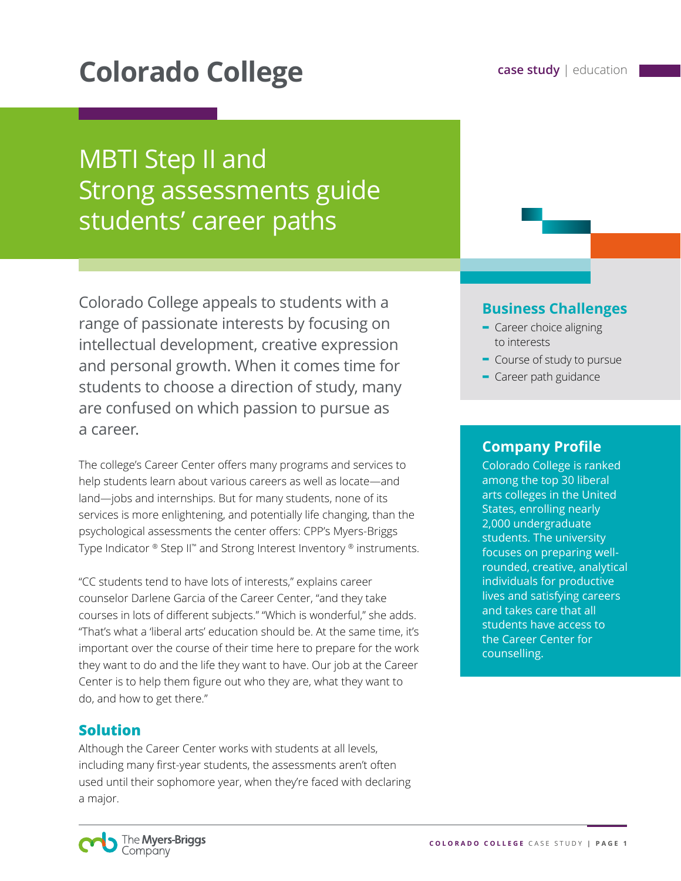# Colorado College

case study | education

## MBTI Step II and Strong assessments guide students' career paths

Colorado College appeals to students with a range of passionate interests by focusing on intellectual development, creative expression and personal growth. When it comes time for students to choose a direction of study, many are confused on which passion to pursue as a career.

The college's Career Center offers many programs and services to help students learn about various careers as well as locate—and land—jobs and internships. But for many students, none of its services is more enlightening, and potentially life changing, than the psychological assessments the center offers: CPP's Myers-Briggs Type Indicator ® Step II™ and Strong Interest Inventory ® instruments.

"CC students tend to have lots of interests," explains career counselor Darlene Garcia of the Career Center, "and they take courses in lots of different subjects." "Which is wonderful," she adds. "That's what a 'liberal arts' education should be. At the same time, it's important over the course of their time here to prepare for the work they want to do and the life they want to have. Our job at the Career Center is to help them figure out who they are, what they want to do, and how to get there."

### Business Challenges

- Career choice aligning to interests
- Course of study to pursue
- Career path guidance

### Company Profile

Colorado College is ranked among the top 30 liberal arts colleges in the United States, enrolling nearly 2,000 undergraduate students. The university focuses on preparing well-rounded, creative, analytical individuals for productive lives and satisfying careers and takes care that all students have access to the Career Center for counselling.

### Solution

Although the Career Center works with students at all levels, including many first-year students, the assessments aren't often used until their sophomore year, when they're faced with declaring a major.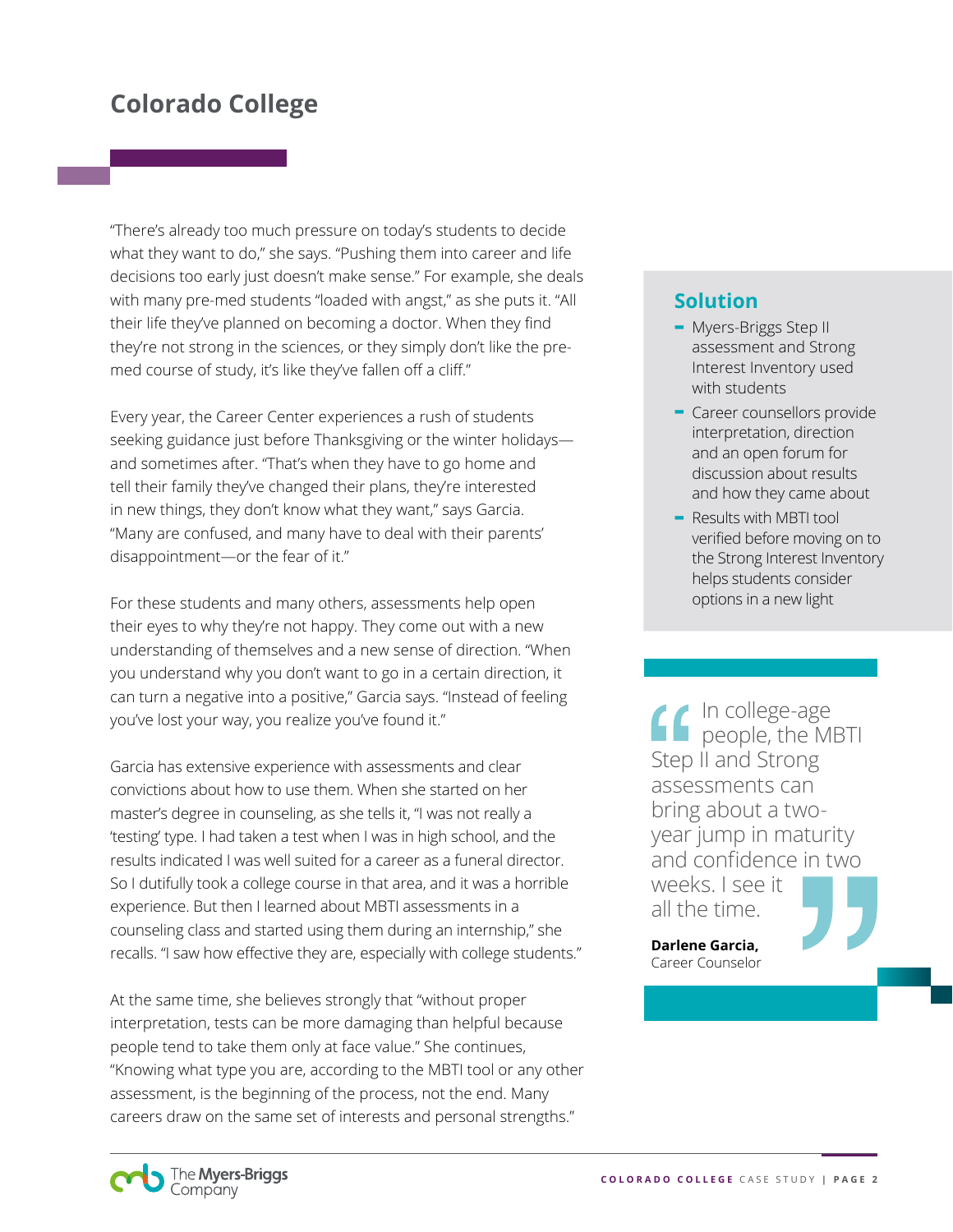## Colorado College

"There's already too much pressure on today's students to decide what they want to do," she says. "Pushing them into career and life decisions too early just doesn't make sense." For example, she deals with many pre-med students "loaded with angst," as she puts it. "All their life they've planned on becoming a doctor. When they find they're not strong in the sciences, or they simply don't like the pre-med course of study, it's like they've fallen off a cliff."

Every year, the Career Center experiences a rush of students seeking guidance just before Thanksgiving or the winter holidays—and sometimes after. "That's when they have to go home and tell their family they've changed their plans, they're interested in new things, they don't know what they want," says Garcia. "Many are confused, and many have to deal with their parents' disappointment—or the fear of it."

For these students and many others, assessments help open their eyes to why they're not happy. They come out with a new understanding of themselves and a new sense of direction. "When you understand why you don't want to go in a certain direction, it can turn a negative into a positive," Garcia says. "Instead of feeling you've lost your way, you realize you've found it."

Garcia has extensive experience with assessments and clear convictions about how to use them. When she started on her master's degree in counseling, as she tells it, "I was not really a 'testing' type. I had taken a test when I was in high school, and the results indicated I was well suited for a career as a funeral director. So I dutifully took a college course in that area, and it was a horrible experience. But then I learned about MBTI assessments in a counseling class and started using them during an internship," she recalls. "I saw how effective they are, especially with college students."

At the same time, she believes strongly that "without proper interpretation, tests can be more damaging than helpful because people tend to take them only at face value." She continues, "Knowing what type you are, according to the MBTI tool or any other assessment, is the beginning of the process, not the end. Many careers draw on the same set of interests and personal strengths."

### Solution

- Myers-Briggs Step II assessment and Strong Interest Inventory used with students
- Career counsellors provide interpretation, direction and an open forum for discussion about results and how they came about
- Results with MBTI tool verified before moving on to the Strong Interest Inventory helps students consider options in a new light

> "In college-age people, the MBTI Step II and Strong assessments can bring about a two-year jump in maturity and confidence in two weeks. I see it all the time."
>
> **Darlene Garcia,**
> Career Counselor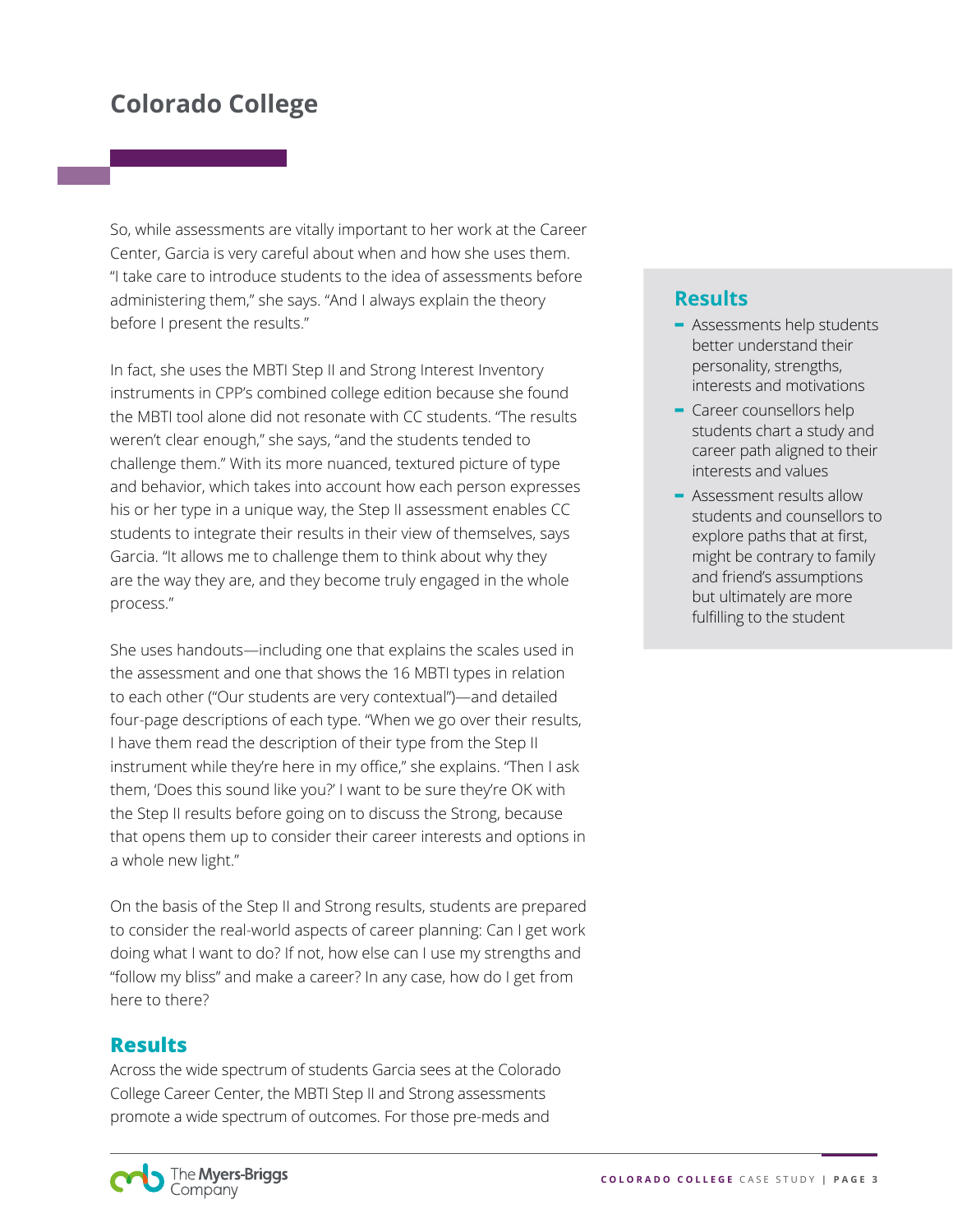So, while assessments are vitally important to her work at the Career Center, Garcia is very careful about when and how she uses them. "I take care to introduce students to the idea of assessments before administering them," she says. "And I always explain the theory before I present the results."

In fact, she uses the MBTI Step II and Strong Interest Inventory instruments in CPP's combined college edition because she found the MBTI tool alone did not resonate with CC students. "The results weren't clear enough," she says, "and the students tended to challenge them." With its more nuanced, textured picture of type and behavior, which takes into account how each person expresses his or her type in a unique way, the Step II assessment enables CC students to integrate their results in their view of themselves, says Garcia. "It allows me to challenge them to think about why they are the way they are, and they become truly engaged in the whole process."

She uses handouts—including one that explains the scales used in the assessment and one that shows the 16 MBTI types in relation to each other ("Our students are very contextual")—and detailed four-page descriptions of each type. "When we go over their results, I have them read the description of their type from the Step II instrument while they're here in my office," she explains. "Then I ask them, 'Does this sound like you?' I want to be sure they're OK with the Step II results before going on to discuss the Strong, because that opens them up to consider their career interests and options in a whole new light."

On the basis of the Step II and Strong results, students are prepared to consider the real-world aspects of career planning: Can I get work doing what I want to do? If not, how else can I use my strengths and "follow my bliss" and make a career? In any case, how do I get from here to there?

## Results

- Assessments help students better understand their personality, strengths, interests and motivations
- Career counsellors help students chart a study and career path aligned to their interests and values
- Assessment results allow students and counsellors to explore paths that at first, might be contrary to family and friend's assumptions but ultimately are more fulfilling to the student

## Results

Across the wide spectrum of students Garcia sees at the Colorado College Career Center, the MBTI Step II and Strong assessments promote a wide spectrum of outcomes. For those pre-meds and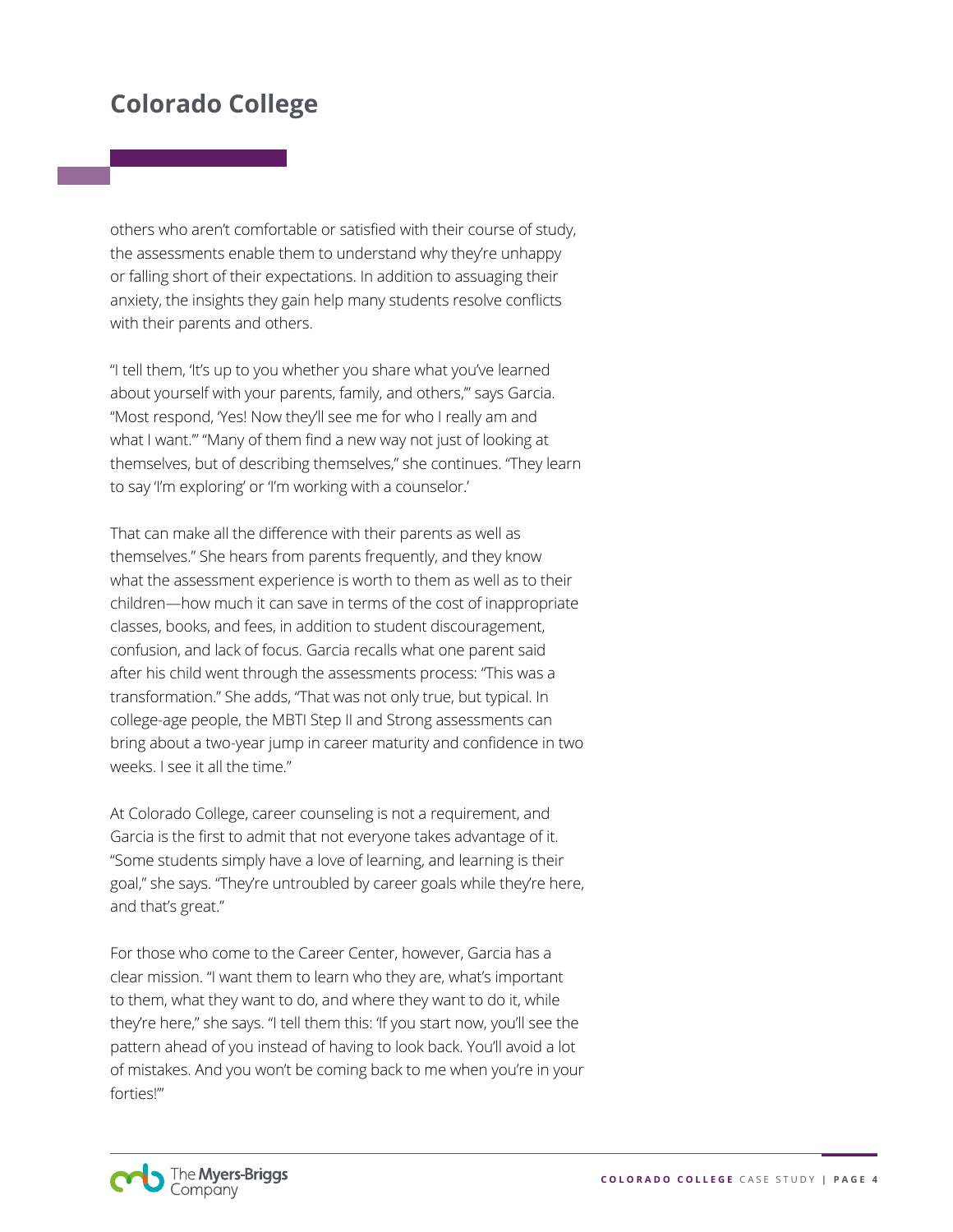others who aren't comfortable or satisfied with their course of study, the assessments enable them to understand why they're unhappy or falling short of their expectations. In addition to assuaging their anxiety, the insights they gain help many students resolve conflicts with their parents and others.

"I tell them, 'It's up to you whether you share what you've learned about yourself with your parents, family, and others,'" says Garcia. "Most respond, 'Yes! Now they'll see me for who I really am and what I want.'" "Many of them find a new way not just of looking at themselves, but of describing themselves," she continues. "They learn to say 'I'm exploring' or 'I'm working with a counselor.'

That can make all the difference with their parents as well as themselves." She hears from parents frequently, and they know what the assessment experience is worth to them as well as to their children—how much it can save in terms of the cost of inappropriate classes, books, and fees, in addition to student discouragement, confusion, and lack of focus. Garcia recalls what one parent said after his child went through the assessments process: "This was a transformation." She adds, "That was not only true, but typical. In college-age people, the MBTI Step II and Strong assessments can bring about a two-year jump in career maturity and confidence in two weeks. I see it all the time."

At Colorado College, career counseling is not a requirement, and Garcia is the first to admit that not everyone takes advantage of it. "Some students simply have a love of learning, and learning is their goal," she says. "They're untroubled by career goals while they're here, and that's great."

For those who come to the Career Center, however, Garcia has a clear mission. "I want them to learn who they are, what's important to them, what they want to do, and where they want to do it, while they're here," she says. "I tell them this: 'If you start now, you'll see the pattern ahead of you instead of having to look back. You'll avoid a lot of mistakes. And you won't be coming back to me when you're in your forties!'"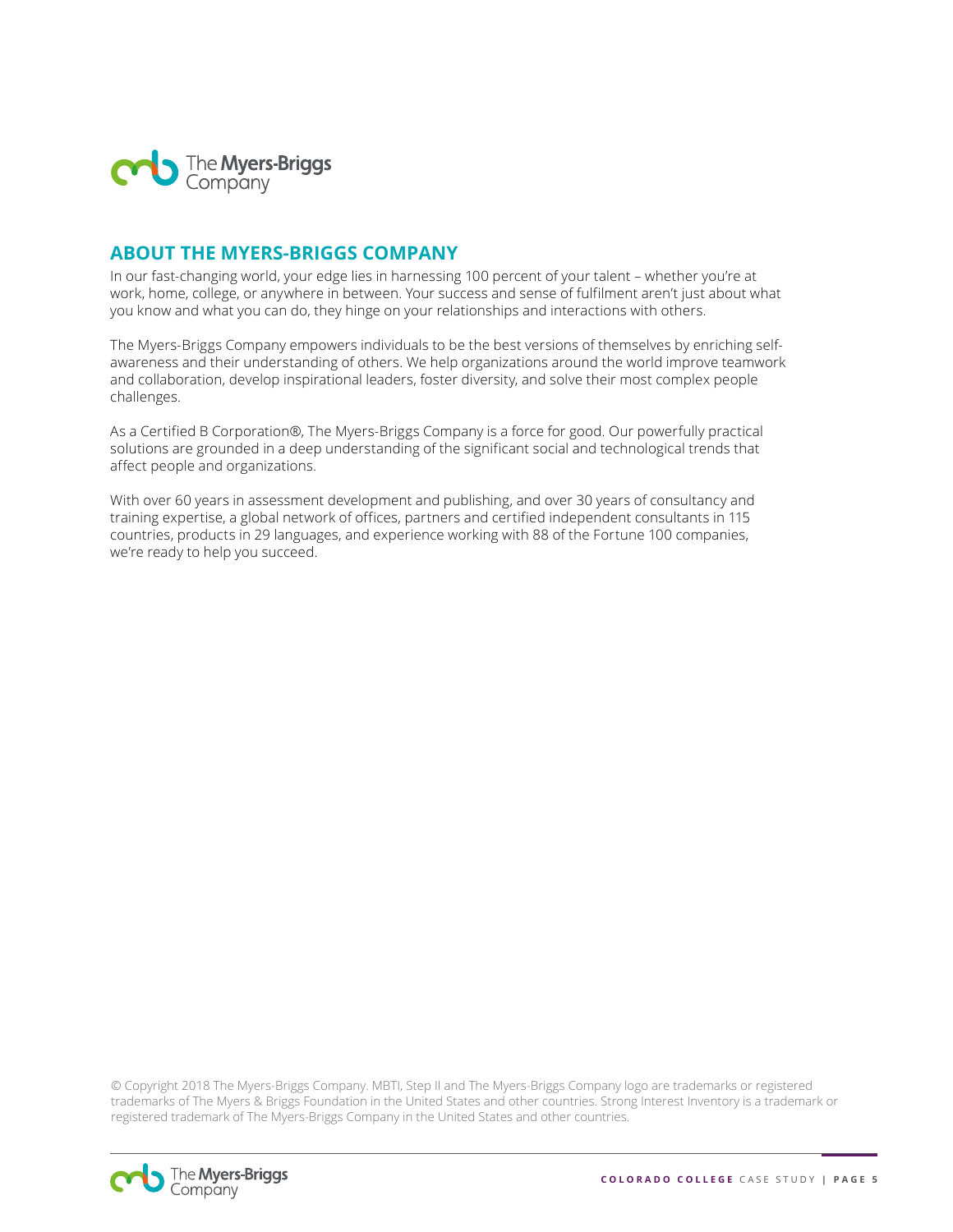## ABOUT THE MYERS-BRIGGS COMPANY

In our fast-changing world, your edge lies in harnessing 100 percent of your talent – whether you're at work, home, college, or anywhere in between. Your success and sense of fulfilment aren't just about what you know and what you can do, they hinge on your relationships and interactions with others.

The Myers-Briggs Company empowers individuals to be the best versions of themselves by enriching self-awareness and their understanding of others. We help organizations around the world improve teamwork and collaboration, develop inspirational leaders, foster diversity, and solve their most complex people challenges.

As a Certified B Corporation®, The Myers-Briggs Company is a force for good. Our powerfully practical solutions are grounded in a deep understanding of the significant social and technological trends that affect people and organizations.

With over 60 years in assessment development and publishing, and over 30 years of consultancy and training expertise, a global network of offices, partners and certified independent consultants in 115 countries, products in 29 languages, and experience working with 88 of the Fortune 100 companies, we're ready to help you succeed.

© Copyright 2018 The Myers-Briggs Company. MBTI, Step II and The Myers-Briggs Company logo are trademarks or registered trademarks of The Myers & Briggs Foundation in the United States and other countries. Strong Interest Inventory is a trademark or registered trademark of The Myers-Briggs Company in the United States and other countries.